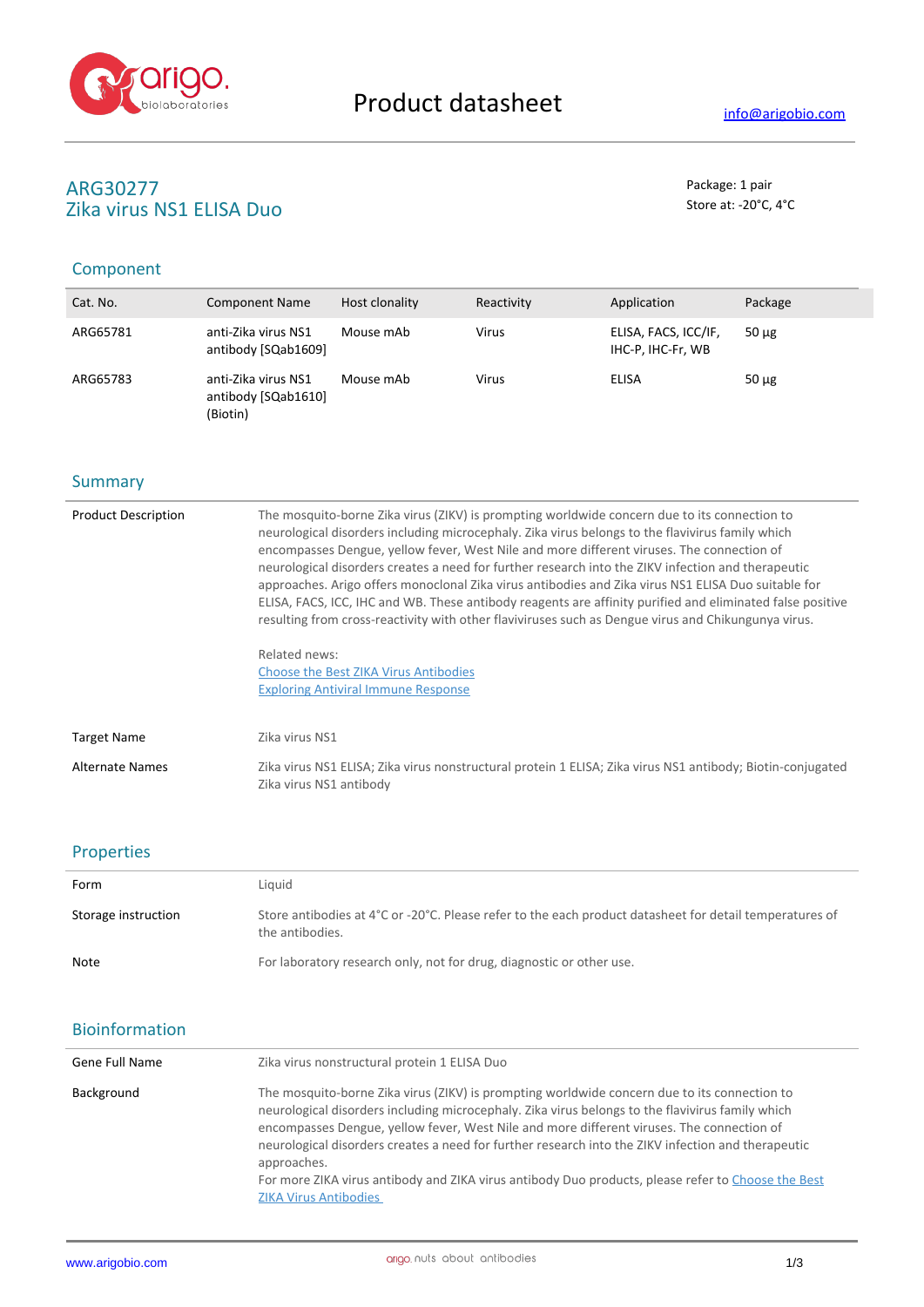# ARG30277
## Zika virus NS1 ELISA Duo

Package: 1 pair
Store at: -20°C, 4°C

## Component

| Cat. No. | Component Name | Host clonality | Reactivity | Application | Package |
|---|---|---|---|---|---|
| ARG65781 | anti-Zika virus NS1 antibody [SQab1609] | Mouse mAb | Virus | ELISA, FACS, ICC/IF, IHC-P, IHC-Fr, WB | 50 µg |
| ARG65783 | anti-Zika virus NS1 antibody [SQab1610] (Biotin) | Mouse mAb | Virus | ELISA | 50 µg |

## Summary

| | |
|---|---|
| Product Description | The mosquito-borne Zika virus (ZIKV) is prompting worldwide concern due to its connection to neurological disorders including microcephaly. Zika virus belongs to the flavivirus family which encompasses Dengue, yellow fever, West Nile and more different viruses. The connection of neurological disorders creates a need for further research into the ZIKV infection and therapeutic approaches. Arigo offers monoclonal Zika virus antibodies and Zika virus NS1 ELISA Duo suitable for ELISA, FACS, ICC, IHC and WB. These antibody reagents are affinity purified and eliminated false positive resulting from cross-reactivity with other flaviviruses such as Dengue virus and Chikungunya virus.<br><br>Related news:<br>Choose the Best ZIKA Virus Antibodies<br>Exploring Antiviral Immune Response |
| Target Name | Zika virus NS1 |
| Alternate Names | Zika virus NS1 ELISA; Zika virus nonstructural protein 1 ELISA; Zika virus NS1 antibody; Biotin-conjugated Zika virus NS1 antibody |

## Properties

| | |
|---|---|
| Form | Liquid |
| Storage instruction | Store antibodies at 4°C or -20°C. Please refer to the each product datasheet for detail temperatures of the antibodies. |
| Note | For laboratory research only, not for drug, diagnostic or other use. |

## Bioinformation

| | |
|---|---|
| Gene Full Name | Zika virus nonstructural protein 1 ELISA Duo |
| Background | The mosquito-borne Zika virus (ZIKV) is prompting worldwide concern due to its connection to neurological disorders including microcephaly. Zika virus belongs to the flavivirus family which encompasses Dengue, yellow fever, West Nile and more different viruses. The connection of neurological disorders creates a need for further research into the ZIKV infection and therapeutic approaches.<br>For more ZIKA virus antibody and ZIKA virus antibody Duo products, please refer to Choose the Best ZIKA Virus Antibodies |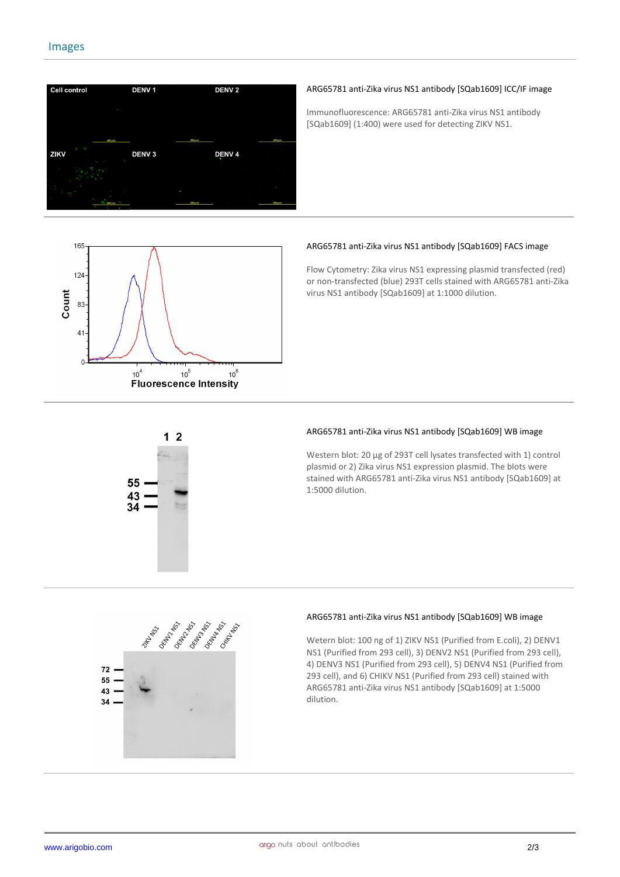## Images

**ARG65781 anti-Zika virus NS1 antibody [SQab1609] ICC/IF image**

Immunofluorescence: ARG65781 anti-Zika virus NS1 antibody [SQab1609] (1:400) were used for detecting ZIKV NS1.

**ARG65781 anti-Zika virus NS1 antibody [SQab1609] FACS image**

Flow Cytometry: Zika virus NS1 expressing plasmid transfected (red) or non-transfected (blue) 293T cells stained with ARG65781 anti-Zika virus NS1 antibody [SQab1609] at 1:1000 dilution.

**ARG65781 anti-Zika virus NS1 antibody [SQab1609] WB image**

Western blot: 20 µg of 293T cell lysates transfected with 1) control plasmid or 2) Zika virus NS1 expression plasmid. The blots were stained with ARG65781 anti-Zika virus NS1 antibody [SQab1609] at 1:5000 dilution.

**ARG65781 anti-Zika virus NS1 antibody [SQab1609] WB image**

Wetern blot: 100 ng of 1) ZIKV NS1 (Purified from E.coli), 2) DENV1 NS1 (Purified from 293 cell), 3) DENV2 NS1 (Purified from 293 cell), 4) DENV3 NS1 (Purified from 293 cell), 5) DENV4 NS1 (Purified from 293 cell), and 6) CHIKV NS1 (Purified from 293 cell) stained with ARG65781 anti-Zika virus NS1 antibody [SQab1609] at 1:5000 dilution.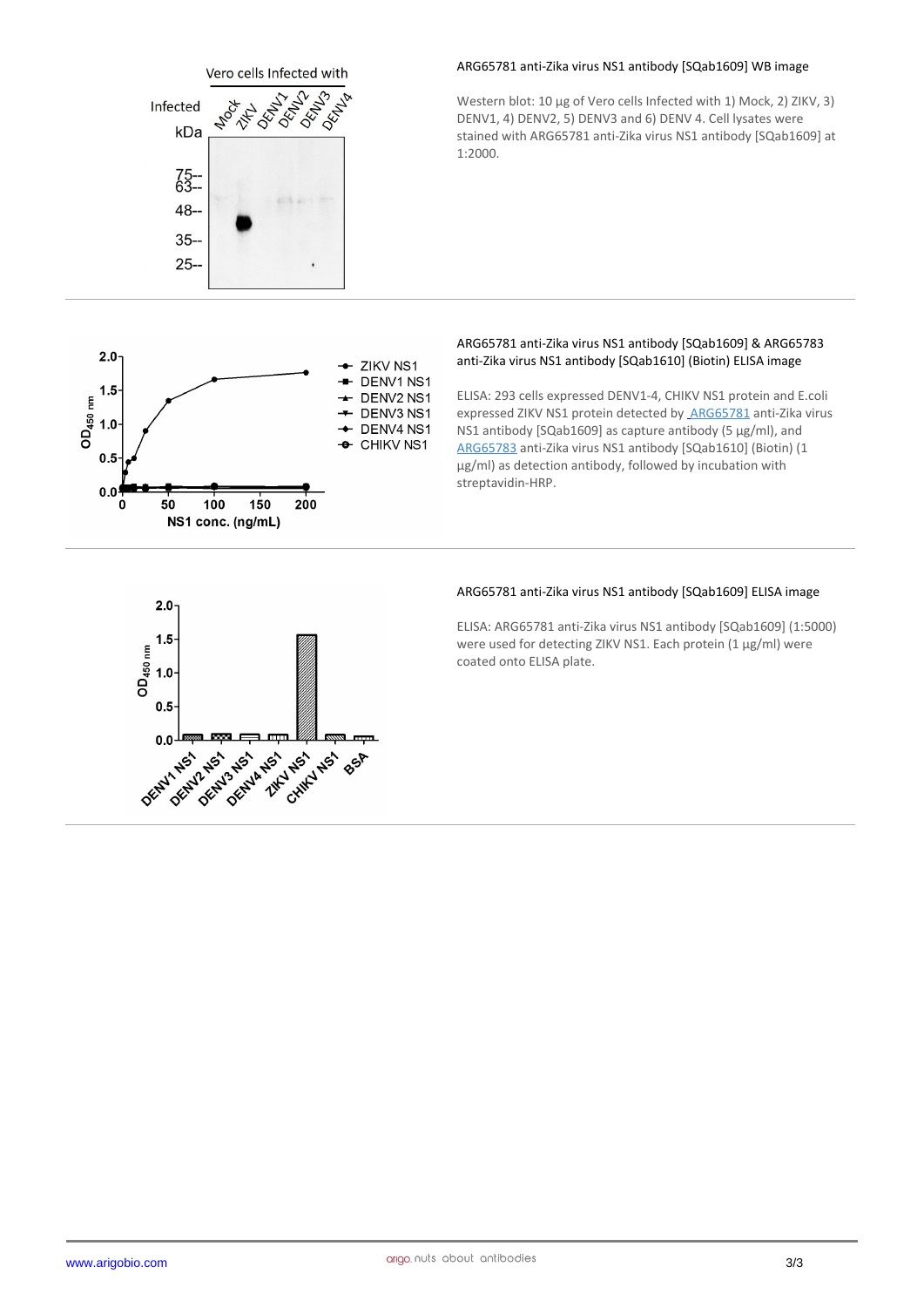Vero cells Infected with

Infected

kDa

Mock
ZIKV
DENV1
DENV2
DENV3
DENV4

75--
63--
48--
35--
25--

ARG65781 anti-Zika virus NS1 antibody [SQab1609] WB image

Western blot: 10 µg of Vero cells Infected with 1) Mock, 2) ZIKV, 3) DENV1, 4) DENV2, 5) DENV3 and 6) DENV 4. Cell lysates were stained with ARG65781 anti-Zika virus NS1 antibody [SQab1609] at 1:2000.

---

$OD_{450\ nm}$

2.0
1.5
1.0
0.5
0.0

0
50
100
150
200

NS1 conc. (ng/mL)

ZIKV NS1
DENV1 NS1
DENV2 NS1
DENV3 NS1
DENV4 NS1
CHIKV NS1

ARG65781 anti-Zika virus NS1 antibody [SQab1609] & ARG65783 anti-Zika virus NS1 antibody [SQab1610] (Biotin) ELISA image

ELISA: 293 cells expressed DENV1-4, CHIKV NS1 protein and E.coli expressed ZIKV NS1 protein detected by ARG65781 anti-Zika virus NS1 antibody [SQab1609] as capture antibody (5 µg/ml), and ARG65783 anti-Zika virus NS1 antibody [SQab1610] (Biotin) (1 µg/ml) as detection antibody, followed by incubation with streptavidin-HRP.

---

$OD_{450\ nm}$

2.0
1.5
1.0
0.5
0.0

DENV1 NS1
DENV2 NS1
DENV3 NS1
DENV4 NS1
ZIKV NS1
CHIKV NS1
BSA

ARG65781 anti-Zika virus NS1 antibody [SQab1609] ELISA image

ELISA: ARG65781 anti-Zika virus NS1 antibody [SQab1609] (1:5000) were used for detecting ZIKV NS1. Each protein (1 µg/ml) were coated onto ELISA plate.